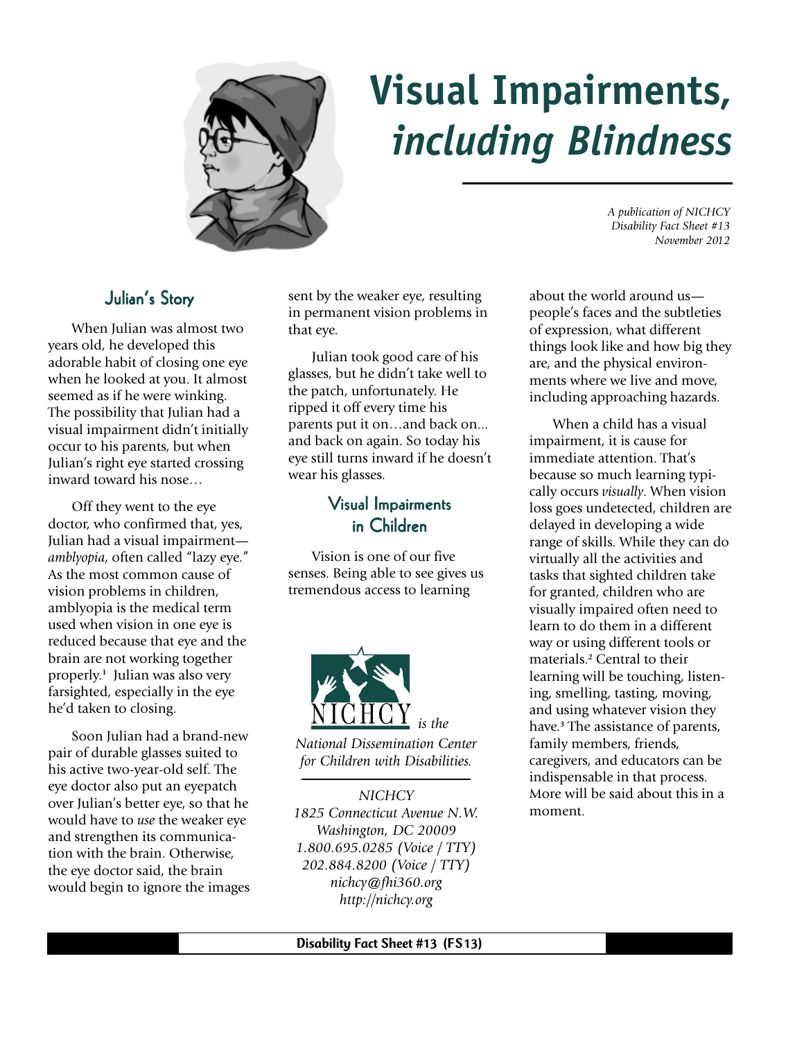# Visual Impairments, *including Blindness*

*A publication of NICHCY*
*Disability Fact Sheet #13*
*November 2012*

## Julian's Story

When Julian was almost two years old, he developed this adorable habit of closing one eye when he looked at you. It almost seemed as if he were winking. The possibility that Julian had a visual impairment didn't initially occur to his parents, but when Julian's right eye started crossing inward toward his nose…

Off they went to the eye doctor, who confirmed that, yes, Julian had a visual impairment—*amblyopia*, often called "lazy eye." As the most common cause of vision problems in children, amblyopia is the medical term used when vision in one eye is reduced because that eye and the brain are not working together properly.[1] Julian was also very farsighted, especially in the eye he'd taken to closing.

Soon Julian had a brand-new pair of durable glasses suited to his active two-year-old self. The eye doctor also put an eyepatch over Julian's better eye, so that he would have to *use* the weaker eye and strengthen its communication with the brain. Otherwise, the eye doctor said, the brain would begin to ignore the images sent by the weaker eye, resulting in permanent vision problems in that eye.

Julian took good care of his glasses, but he didn't take well to the patch, unfortunately. He ripped it off every time his parents put it on…and back on... and back on again. So today his eye still turns inward if he doesn't wear his glasses.

## Visual Impairments in Children

Vision is one of our five senses. Being able to see gives us tremendous access to learning about the world around us—people's faces and the subtleties of expression, what different things look like and how big they are, and the physical environments where we live and move, including approaching hazards.

When a child has a visual impairment, it is cause for immediate attention. That's because so much learning typically occurs *visually*. When vision loss goes undetected, children are delayed in developing a wide range of skills. While they can do virtually all the activities and tasks that sighted children take for granted, children who are visually impaired often need to learn to do them in a different way or using different tools or materials.[2] Central to their learning will be touching, listening, smelling, tasting, moving, and using whatever vision they have.[3] The assistance of parents, family members, friends, caregivers, and educators can be indispensable in that process. More will be said about this in a moment.

NICHCY *is the National Dissemination Center for Children with Disabilities.*

*NICHCY*
*1825 Connecticut Avenue N.W.*
*Washington, DC 20009*
*1.800.695.0285 (Voice / TTY)*
*202.884.8200 (Voice / TTY)*
*nichcy@fhi360.org*
*http://nichcy.org*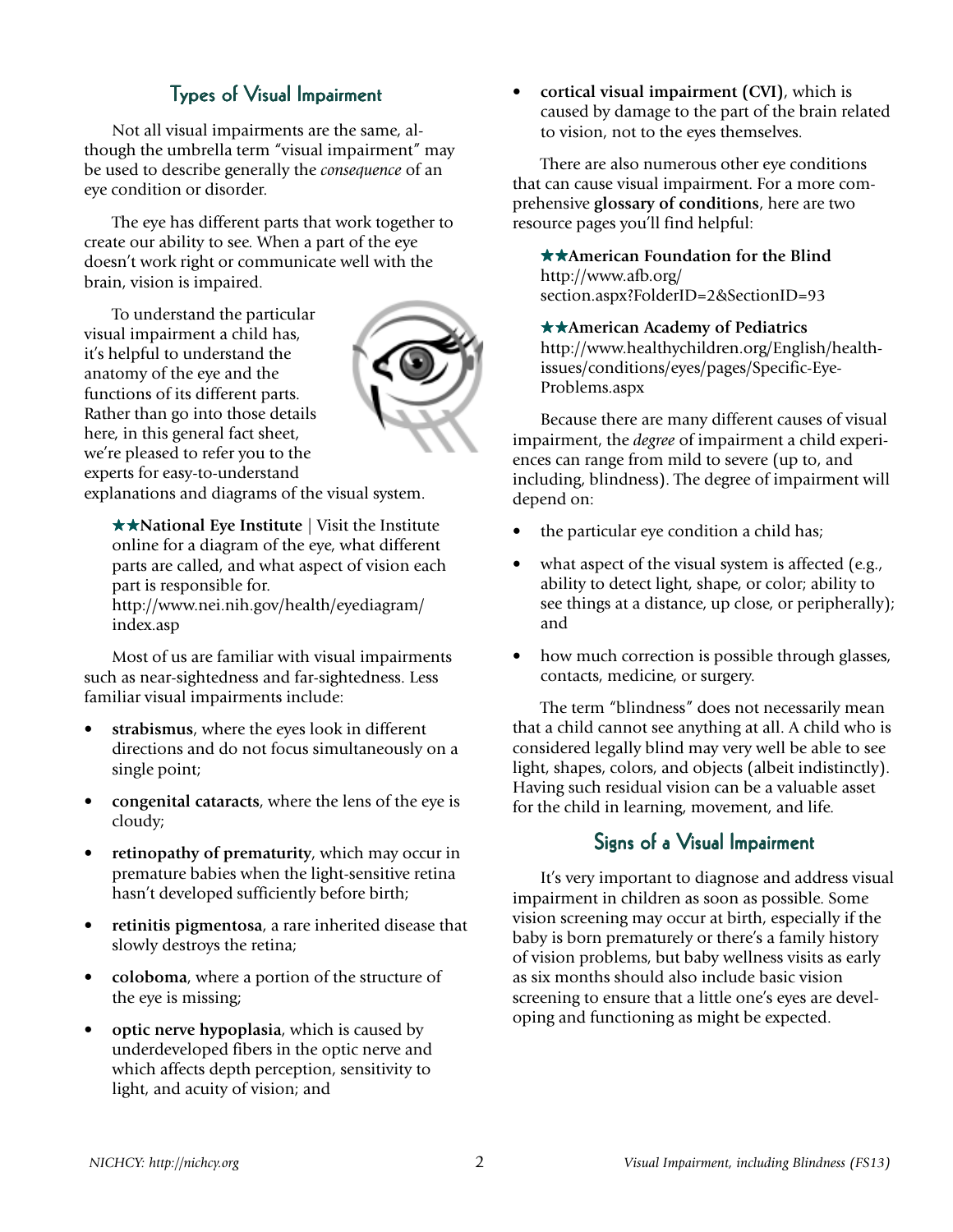## Types of Visual Impairment

Not all visual impairments are the same, although the umbrella term "visual impairment" may be used to describe generally the *consequence* of an eye condition or disorder.

The eye has different parts that work together to create our ability to see. When a part of the eye doesn't work right or communicate well with the brain, vision is impaired.

To understand the particular visual impairment a child has, it's helpful to understand the anatomy of the eye and the functions of its different parts. Rather than go into those details here, in this general fact sheet, we're pleased to refer you to the experts for easy-to-understand explanations and diagrams of the visual system.

> ★★**National Eye Institute** | Visit the Institute online for a diagram of the eye, what different parts are called, and what aspect of vision each part is responsible for.
> http://www.nei.nih.gov/health/eyediagram/index.asp

Most of us are familiar with visual impairments such as near-sightedness and far-sightedness. Less familiar visual impairments include:

- **strabismus**, where the eyes look in different directions and do not focus simultaneously on a single point;
- **congenital cataracts**, where the lens of the eye is cloudy;
- **retinopathy of prematurity**, which may occur in premature babies when the light-sensitive retina hasn't developed sufficiently before birth;
- **retinitis pigmentosa**, a rare inherited disease that slowly destroys the retina;
- **coloboma**, where a portion of the structure of the eye is missing;
- **optic nerve hypoplasia**, which is caused by underdeveloped fibers in the optic nerve and which affects depth perception, sensitivity to light, and acuity of vision; and
- **cortical visual impairment (CVI)**, which is caused by damage to the part of the brain related to vision, not to the eyes themselves.

There are also numerous other eye conditions that can cause visual impairment. For a more comprehensive **glossary of conditions**, here are two resource pages you'll find helpful:

> ★★**American Foundation for the Blind**
> http://www.afb.org/section.aspx?FolderID=2&SectionID=93

> ★★**American Academy of Pediatrics**
> http://www.healthychildren.org/English/health-issues/conditions/eyes/pages/Specific-Eye-Problems.aspx

Because there are many different causes of visual impairment, the *degree* of impairment a child experiences can range from mild to severe (up to, and including, blindness). The degree of impairment will depend on:

- the particular eye condition a child has;
- what aspect of the visual system is affected (e.g., ability to detect light, shape, or color; ability to see things at a distance, up close, or peripherally); and
- how much correction is possible through glasses, contacts, medicine, or surgery.

The term "blindness" does not necessarily mean that a child cannot see anything at all. A child who is considered legally blind may very well be able to see light, shapes, colors, and objects (albeit indistinctly). Having such residual vision can be a valuable asset for the child in learning, movement, and life.

## Signs of a Visual Impairment

It's very important to diagnose and address visual impairment in children as soon as possible. Some vision screening may occur at birth, especially if the baby is born prematurely or there's a family history of vision problems, but baby wellness visits as early as six months should also include basic vision screening to ensure that a little one's eyes are developing and functioning as might be expected.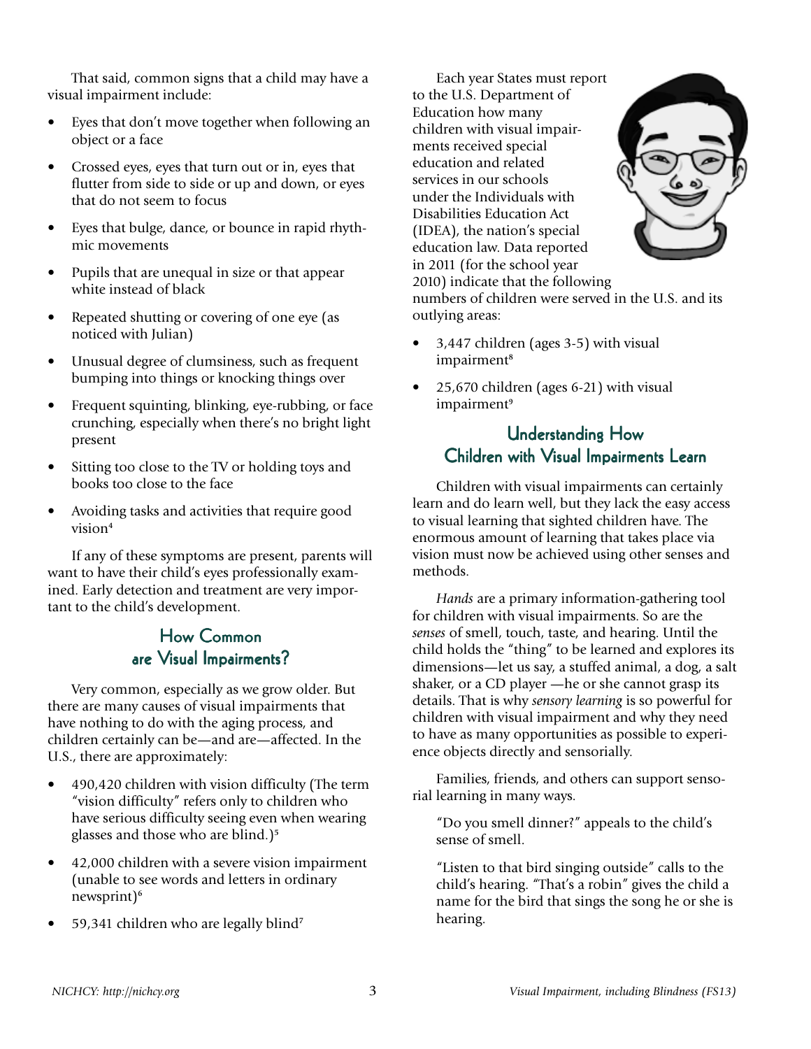That said, common signs that a child may have a visual impairment include:

- Eyes that don't move together when following an object or a face
- Crossed eyes, eyes that turn out or in, eyes that flutter from side to side or up and down, or eyes that do not seem to focus
- Eyes that bulge, dance, or bounce in rapid rhythmic movements
- Pupils that are unequal in size or that appear white instead of black
- Repeated shutting or covering of one eye (as noticed with Julian)
- Unusual degree of clumsiness, such as frequent bumping into things or knocking things over
- Frequent squinting, blinking, eye-rubbing, or face crunching, especially when there's no bright light present
- Sitting too close to the TV or holding toys and books too close to the face
- Avoiding tasks and activities that require good vision[4]

If any of these symptoms are present, parents will want to have their child's eyes professionally examined. Early detection and treatment are very important to the child's development.

## How Common are Visual Impairments?

Very common, especially as we grow older. But there are many causes of visual impairments that have nothing to do with the aging process, and children certainly can be—and are—affected. In the U.S., there are approximately:

- 490,420 children with vision difficulty (The term "vision difficulty" refers only to children who have serious difficulty seeing even when wearing glasses and those who are blind.)[5]
- 42,000 children with a severe vision impairment (unable to see words and letters in ordinary newsprint)[6]
- 59,341 children who are legally blind[7]

Each year States must report to the U.S. Department of Education how many children with visual impairments received special education and related services in our schools under the Individuals with Disabilities Education Act (IDEA), the nation's special education law. Data reported in 2011 (for the school year 2010) indicate that the following numbers of children were served in the U.S. and its outlying areas:

- 3,447 children (ages 3-5) with visual impairment[8]
- 25,670 children (ages 6-21) with visual impairment[9]

## Understanding How Children with Visual Impairments Learn

Children with visual impairments can certainly learn and do learn well, but they lack the easy access to visual learning that sighted children have. The enormous amount of learning that takes place via vision must now be achieved using other senses and methods.

*Hands* are a primary information-gathering tool for children with visual impairments. So are the *senses* of smell, touch, taste, and hearing. Until the child holds the "thing" to be learned and explores its dimensions—let us say, a stuffed animal, a dog, a salt shaker, or a CD player —he or she cannot grasp its details. That is why *sensory learning* is so powerful for children with visual impairment and why they need to have as many opportunities as possible to experience objects directly and sensorially.

Families, friends, and others can support sensorial learning in many ways.

"Do you smell dinner?" appeals to the child's sense of smell.

"Listen to that bird singing outside" calls to the child's hearing. "That's a robin" gives the child a name for the bird that sings the song he or she is hearing.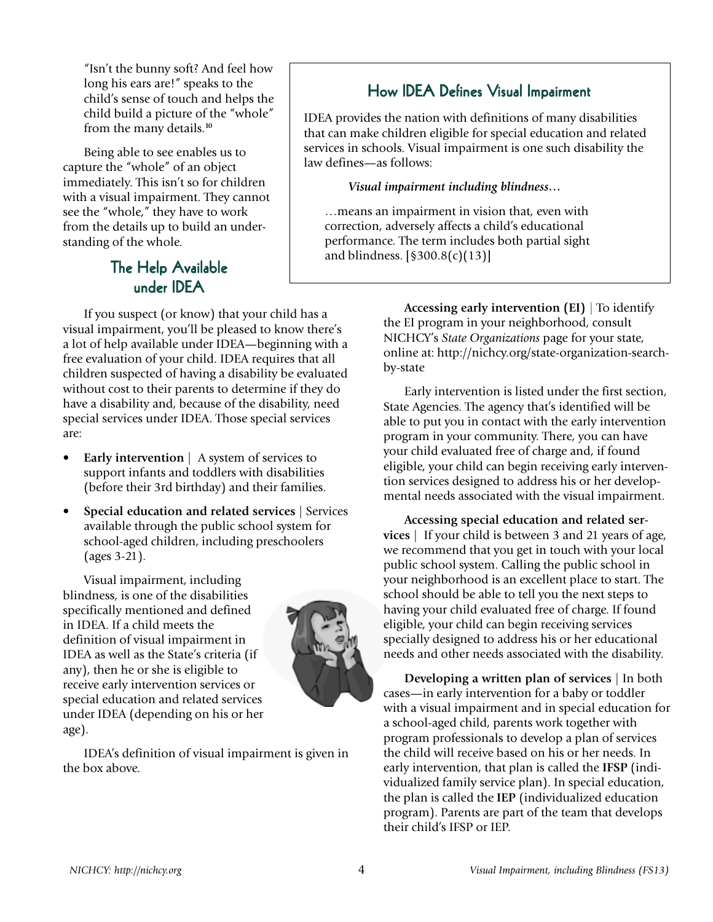"Isn't the bunny soft? And feel how long his ears are!" speaks to the child's sense of touch and helps the child build a picture of the "whole" from the many details.[10]

Being able to see enables us to capture the "whole" of an object immediately. This isn't so for children with a visual impairment. They cannot see the "whole," they have to work from the details up to build an understanding of the whole.

## How IDEA Defines Visual Impairment

IDEA provides the nation with definitions of many disabilities that can make children eligible for special education and related services in schools. Visual impairment is one such disability the law defines—as follows:

***Visual impairment including blindness…***

…means an impairment in vision that, even with correction, adversely affects a child's educational performance. The term includes both partial sight and blindness. [§300.8(c)(13)]

## The Help Available under IDEA

If you suspect (or know) that your child has a visual impairment, you'll be pleased to know there's a lot of help available under IDEA—beginning with a free evaluation of your child. IDEA requires that all children suspected of having a disability be evaluated without cost to their parents to determine if they do have a disability and, because of the disability, need special services under IDEA. Those special services are:

- **Early intervention** | A system of services to support infants and toddlers with disabilities (before their 3rd birthday) and their families.
- **Special education and related services** | Services available through the public school system for school-aged children, including preschoolers (ages 3-21).

Visual impairment, including blindness, is one of the disabilities specifically mentioned and defined in IDEA. If a child meets the definition of visual impairment in IDEA as well as the State's criteria (if any), then he or she is eligible to receive early intervention services or special education and related services under IDEA (depending on his or her age).

IDEA's definition of visual impairment is given in the box above.

**Accessing early intervention (EI)** | To identify the EI program in your neighborhood, consult NICHCY's *State Organizations* page for your state, online at: http://nichcy.org/state-organization-search-by-state

Early intervention is listed under the first section, State Agencies. The agency that's identified will be able to put you in contact with the early intervention program in your community. There, you can have your child evaluated free of charge and, if found eligible, your child can begin receiving early intervention services designed to address his or her developmental needs associated with the visual impairment.

**Accessing special education and related services** | If your child is between 3 and 21 years of age, we recommend that you get in touch with your local public school system. Calling the public school in your neighborhood is an excellent place to start. The school should be able to tell you the next steps to having your child evaluated free of charge. If found eligible, your child can begin receiving services specially designed to address his or her educational needs and other needs associated with the disability.

**Developing a written plan of services** | In both cases—in early intervention for a baby or toddler with a visual impairment and in special education for a school-aged child, parents work together with program professionals to develop a plan of services the child will receive based on his or her needs. In early intervention, that plan is called the **IFSP** (individualized family service plan). In special education, the plan is called the **IEP** (individualized education program). Parents are part of the team that develops their child's IFSP or IEP.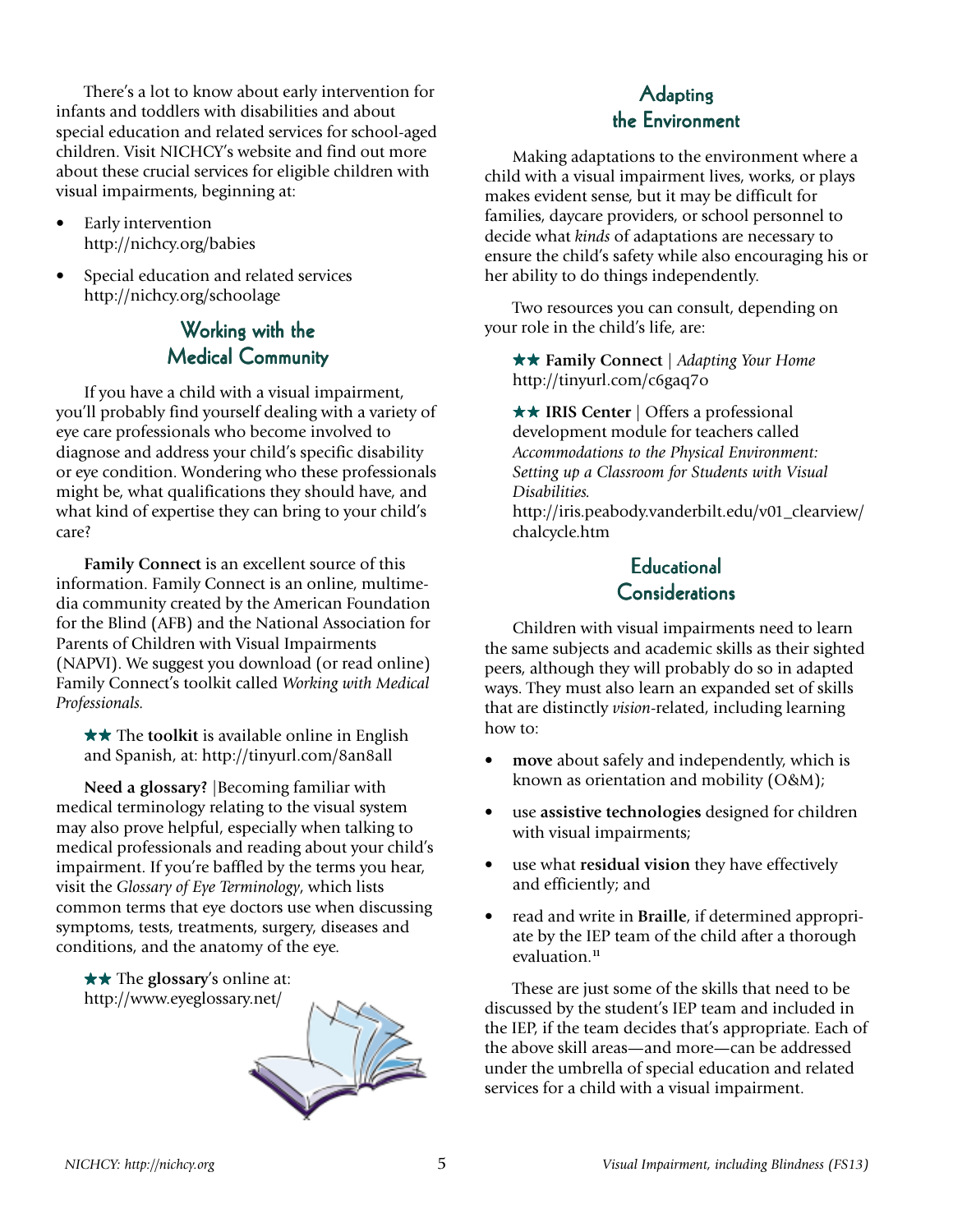There's a lot to know about early intervention for infants and toddlers with disabilities and about special education and related services for school-aged children. Visit NICHCY's website and find out more about these crucial services for eligible children with visual impairments, beginning at:

- Early intervention  
  http://nichcy.org/babies
- Special education and related services  
  http://nichcy.org/schoolage

## Working with the Medical Community

If you have a child with a visual impairment, you'll probably find yourself dealing with a variety of eye care professionals who become involved to diagnose and address your child's specific disability or eye condition. Wondering who these professionals might be, what qualifications they should have, and what kind of expertise they can bring to your child's care?

**Family Connect** is an excellent source of this information. Family Connect is an online, multimedia community created by the American Foundation for the Blind (AFB) and the National Association for Parents of Children with Visual Impairments (NAPVI). We suggest you download (or read online) Family Connect's toolkit called *Working with Medical Professionals.*

★★ The **toolkit** is available online in English and Spanish, at: http://tinyurl.com/8an8all

**Need a glossary?** |Becoming familiar with medical terminology relating to the visual system may also prove helpful, especially when talking to medical professionals and reading about your child's impairment. If you're baffled by the terms you hear, visit the *Glossary of Eye Terminology*, which lists common terms that eye doctors use when discussing symptoms, tests, treatments, surgery, diseases and conditions, and the anatomy of the eye.

★★ The **glossary**'s online at: http://www.eyeglossary.net/

## Adapting the Environment

Making adaptations to the environment where a child with a visual impairment lives, works, or plays makes evident sense, but it may be difficult for families, daycare providers, or school personnel to decide what *kinds* of adaptations are necessary to ensure the child's safety while also encouraging his or her ability to do things independently.

Two resources you can consult, depending on your role in the child's life, are:

★★ **Family Connect** | *Adapting Your Home*  
http://tinyurl.com/c6gaq7o

★★ **IRIS Center** | Offers a professional development module for teachers called *Accommodations to the Physical Environment: Setting up a Classroom for Students with Visual Disabilities.*  
http://iris.peabody.vanderbilt.edu/v01_clearview/chalcycle.htm

## Educational Considerations

Children with visual impairments need to learn the same subjects and academic skills as their sighted peers, although they will probably do so in adapted ways. They must also learn an expanded set of skills that are distinctly *vision*-related, including learning how to:

- **move** about safely and independently, which is known as orientation and mobility (O&M);
- use **assistive technologies** designed for children with visual impairments;
- use what **residual vision** they have effectively and efficiently; and
- read and write in **Braille**, if determined appropriate by the IEP team of the child after a thorough evaluation.[11]

These are just some of the skills that need to be discussed by the student's IEP team and included in the IEP, if the team decides that's appropriate. Each of the above skill areas—and more—can be addressed under the umbrella of special education and related services for a child with a visual impairment.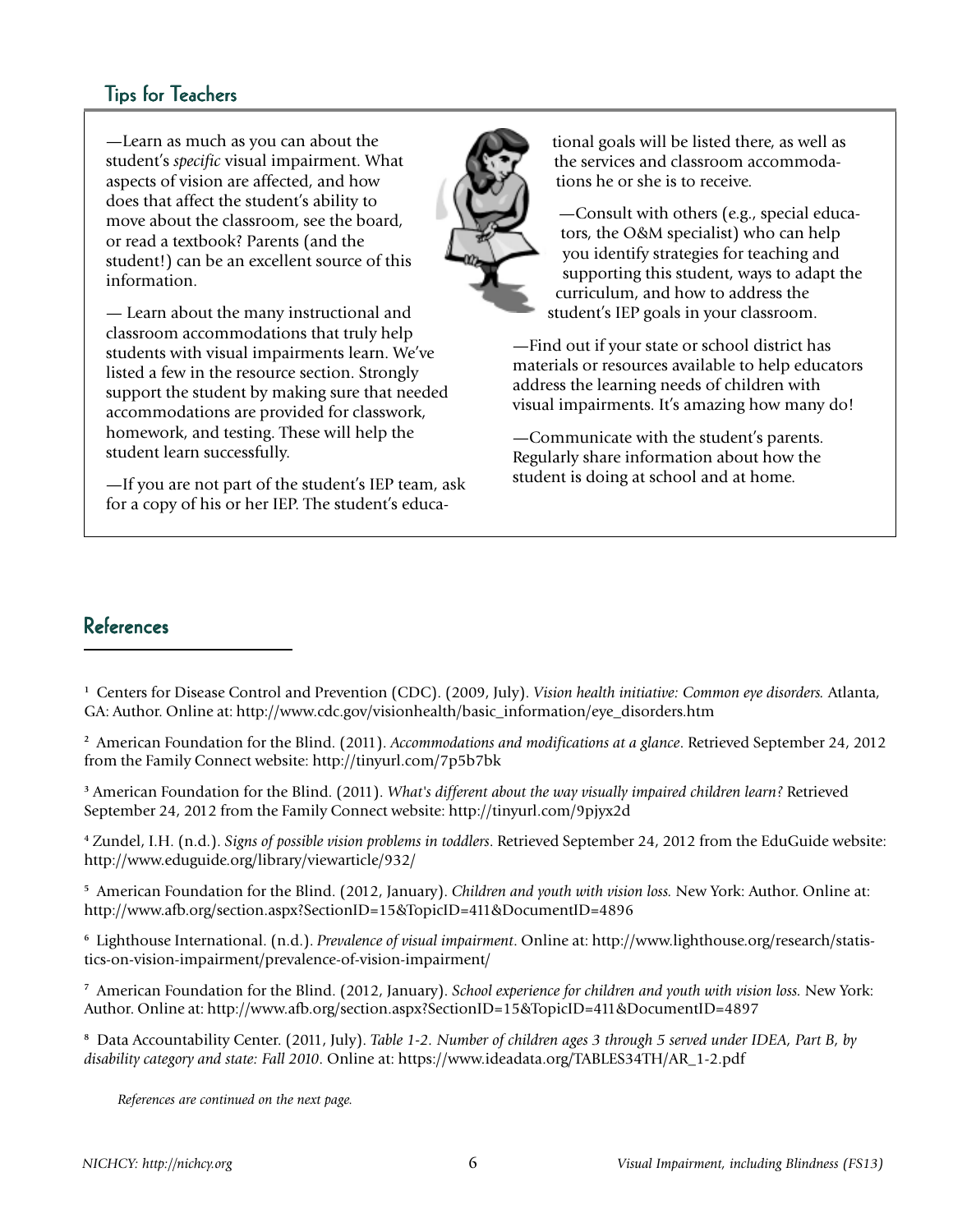## Tips for Teachers

—Learn as much as you can about the student's *specific* visual impairment. What aspects of vision are affected, and how does that affect the student's ability to move about the classroom, see the board, or read a textbook? Parents (and the student!) can be an excellent source of this information.

— Learn about the many instructional and classroom accommodations that truly help students with visual impairments learn. We've listed a few in the resource section. Strongly support the student by making sure that needed accommodations are provided for classwork, homework, and testing. These will help the student learn successfully.

—If you are not part of the student's IEP team, ask for a copy of his or her IEP. The student's educational goals will be listed there, as well as the services and classroom accommodations he or she is to receive.

—Consult with others (e.g., special educators, the O&M specialist) who can help you identify strategies for teaching and supporting this student, ways to adapt the curriculum, and how to address the student's IEP goals in your classroom.

—Find out if your state or school district has materials or resources available to help educators address the learning needs of children with visual impairments. It's amazing how many do!

—Communicate with the student's parents. Regularly share information about how the student is doing at school and at home.

## References

[1] Centers for Disease Control and Prevention (CDC). (2009, July). *Vision health initiative: Common eye disorders.* Atlanta, GA: Author. Online at: http://www.cdc.gov/visionhealth/basic_information/eye_disorders.htm

[2] American Foundation for the Blind. (2011). *Accommodations and modifications at a glance*. Retrieved September 24, 2012 from the Family Connect website: http://tinyurl.com/7p5b7bk

[3] American Foundation for the Blind. (2011). *What's different about the way visually impaired children learn?* Retrieved September 24, 2012 from the Family Connect website: http://tinyurl.com/9pjyx2d

[4] Zundel, I.H. (n.d.). *Signs of possible vision problems in toddlers*. Retrieved September 24, 2012 from the EduGuide website: http://www.eduguide.org/library/viewarticle/932/

[5] American Foundation for the Blind. (2012, January). *Children and youth with vision loss.* New York: Author. Online at: http://www.afb.org/section.aspx?SectionID=15&TopicID=411&DocumentID=4896

[6] Lighthouse International. (n.d.). *Prevalence of visual impairment*. Online at: http://www.lighthouse.org/research/statistics-on-vision-impairment/prevalence-of-vision-impairment/

[7] American Foundation for the Blind. (2012, January). *School experience for children and youth with vision loss.* New York: Author. Online at: http://www.afb.org/section.aspx?SectionID=15&TopicID=411&DocumentID=4897

[8] Data Accountability Center. (2011, July). *Table 1-2. Number of children ages 3 through 5 served under IDEA, Part B, by disability category and state: Fall 2010*. Online at: https://www.ideadata.org/TABLES34TH/AR_1-2.pdf

*References are continued on the next page.*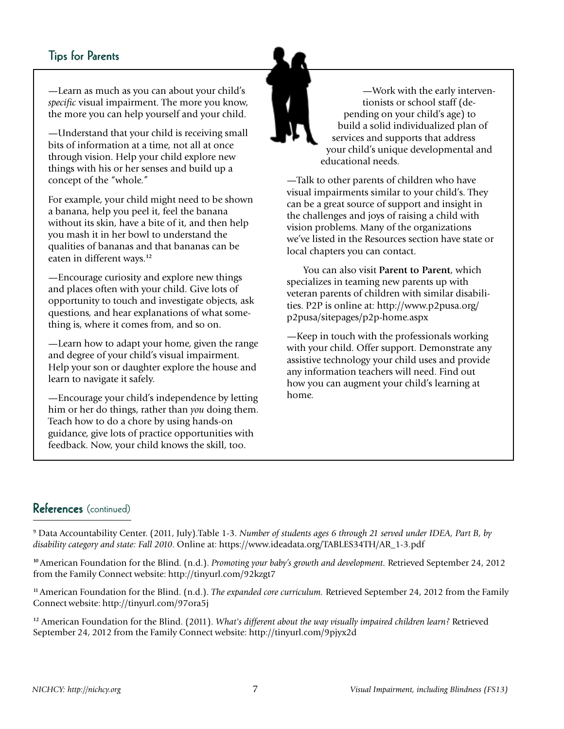## Tips for Parents

—Learn as much as you can about your child's *specific* visual impairment. The more you know, the more you can help yourself and your child.

—Understand that your child is receiving small bits of information at a time, not all at once through vision. Help your child explore new things with his or her senses and build up a concept of the "whole."

For example, your child might need to be shown a banana, help you peel it, feel the banana without its skin, have a bite of it, and then help you mash it in her bowl to understand the qualities of bananas and that bananas can be eaten in different ways.[12]

—Encourage curiosity and explore new things and places often with your child. Give lots of opportunity to touch and investigate objects, ask questions, and hear explanations of what something is, where it comes from, and so on.

—Learn how to adapt your home, given the range and degree of your child's visual impairment. Help your son or daughter explore the house and learn to navigate it safely.

—Encourage your child's independence by letting him or her do things, rather than *you* doing them. Teach how to do a chore by using hands-on guidance, give lots of practice opportunities with feedback. Now, your child knows the skill, too.

—Work with the early interventionists or school staff (depending on your child's age) to build a solid individualized plan of services and supports that address your child's unique developmental and educational needs.

—Talk to other parents of children who have visual impairments similar to your child's. They can be a great source of support and insight in the challenges and joys of raising a child with vision problems. Many of the organizations we've listed in the Resources section have state or local chapters you can contact.

You can also visit **Parent to Parent**, which specializes in teaming new parents up with veteran parents of children with similar disabilities. P2P is online at: http://www.p2pusa.org/p2pusa/sitepages/p2p-home.aspx

—Keep in touch with the professionals working with your child. Offer support. Demonstrate any assistive technology your child uses and provide any information teachers will need. Find out how you can augment your child's learning at home.

## References (continued)

[9] Data Accountability Center. (2011, July).Table 1-3. *Number of students ages 6 through 21 served under IDEA, Part B, by disability category and state: Fall 2010.* Online at: https://www.ideadata.org/TABLES34TH/AR_1-3.pdf

[10] American Foundation for the Blind. (n.d.). *Promoting your baby's growth and development.* Retrieved September 24, 2012 from the Family Connect website: http://tinyurl.com/92kzgt7

[11] American Foundation for the Blind. (n.d.). *The expanded core curriculum.* Retrieved September 24, 2012 from the Family Connect website: http://tinyurl.com/97ora5j

[12] American Foundation for the Blind. (2011). *What's different about the way visually impaired children learn?* Retrieved September 24, 2012 from the Family Connect website: http://tinyurl.com/9pjyx2d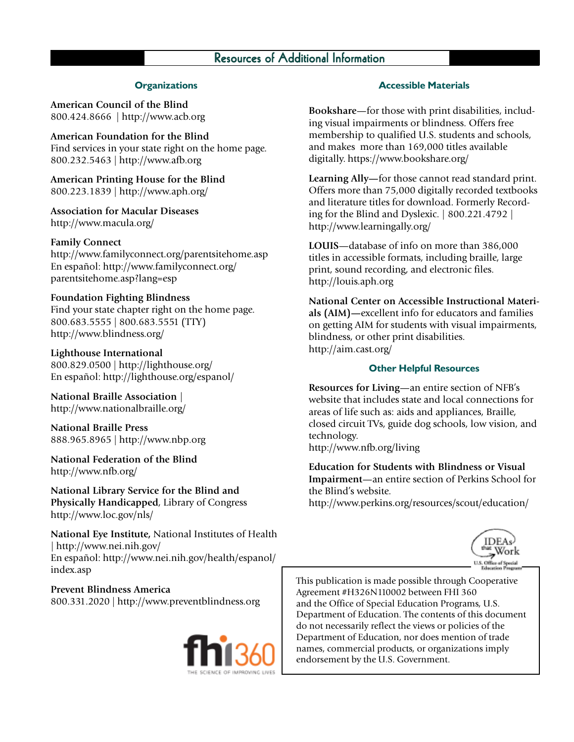## Resources of Additional Information

### Organizations

**American Council of the Blind**
800.424.8666 | http://www.acb.org

**American Foundation for the Blind**
Find services in your state right on the home page.
800.232.5463 | http://www.afb.org

**American Printing House for the Blind**
800.223.1839 | http://www.aph.org/

**Association for Macular Diseases**
http://www.macula.org/

**Family Connect**
http://www.familyconnect.org/parentsitehome.asp
En español: http://www.familyconnect.org/parentsitehome.asp?lang=esp

**Foundation Fighting Blindness**
Find your state chapter right on the home page.
800.683.5555 | 800.683.5551 (TTY)
http://www.blindness.org/

**Lighthouse International**
800.829.0500 | http://lighthouse.org/
En español: http://lighthouse.org/espanol/

**National Braille Association** |
http://www.nationalbraille.org/

**National Braille Press**
888.965.8965 | http://www.nbp.org

**National Federation of the Blind**
http://www.nfb.org/

**National Library Service for the Blind and Physically Handicapped**, Library of Congress
http://www.loc.gov/nls/

**National Eye Institute,** National Institutes of Health | http://www.nei.nih.gov/
En español: http://www.nei.nih.gov/health/espanol/index.asp

**Prevent Blindness America**
800.331.2020 | http://www.preventblindness.org

### Accessible Materials

**Bookshare**—for those with print disabilities, including visual impairments or blindness. Offers free membership to qualified U.S. students and schools, and makes more than 169,000 titles available digitally. https://www.bookshare.org/

**Learning Ally—**for those cannot read standard print. Offers more than 75,000 digitally recorded textbooks and literature titles for download. Formerly Recording for the Blind and Dyslexic. | 800.221.4792 | http://www.learningally.org/

**LOUIS**—database of info on more than 386,000 titles in accessible formats, including braille, large print, sound recording, and electronic files.
http://louis.aph.org

**National Center on Accessible Instructional Materials (AIM)—**excellent info for educators and families on getting AIM for students with visual impairments, blindness, or other print disabilities.
http://aim.cast.org/

### Other Helpful Resources

**Resources for Living**—an entire section of NFB's website that includes state and local connections for areas of life such as: aids and appliances, Braille, closed circuit TVs, guide dog schools, low vision, and technology.
http://www.nfb.org/living

**Education for Students with Blindness or Visual Impairment**—an entire section of Perkins School for the Blind's website.
http://www.perkins.org/resources/scout/education/

IDEAs that Work
U.S. Office of Special Education Programs

This publication is made possible through Cooperative Agreement #H326N110002 between FHI 360 and the Office of Special Education Programs, U.S. Department of Education. The contents of this document do not necessarily reflect the views or policies of the Department of Education, nor does mention of trade names, commercial products, or organizations imply endorsement by the U.S. Government.

fhi360
THE SCIENCE OF IMPROVING LIVES